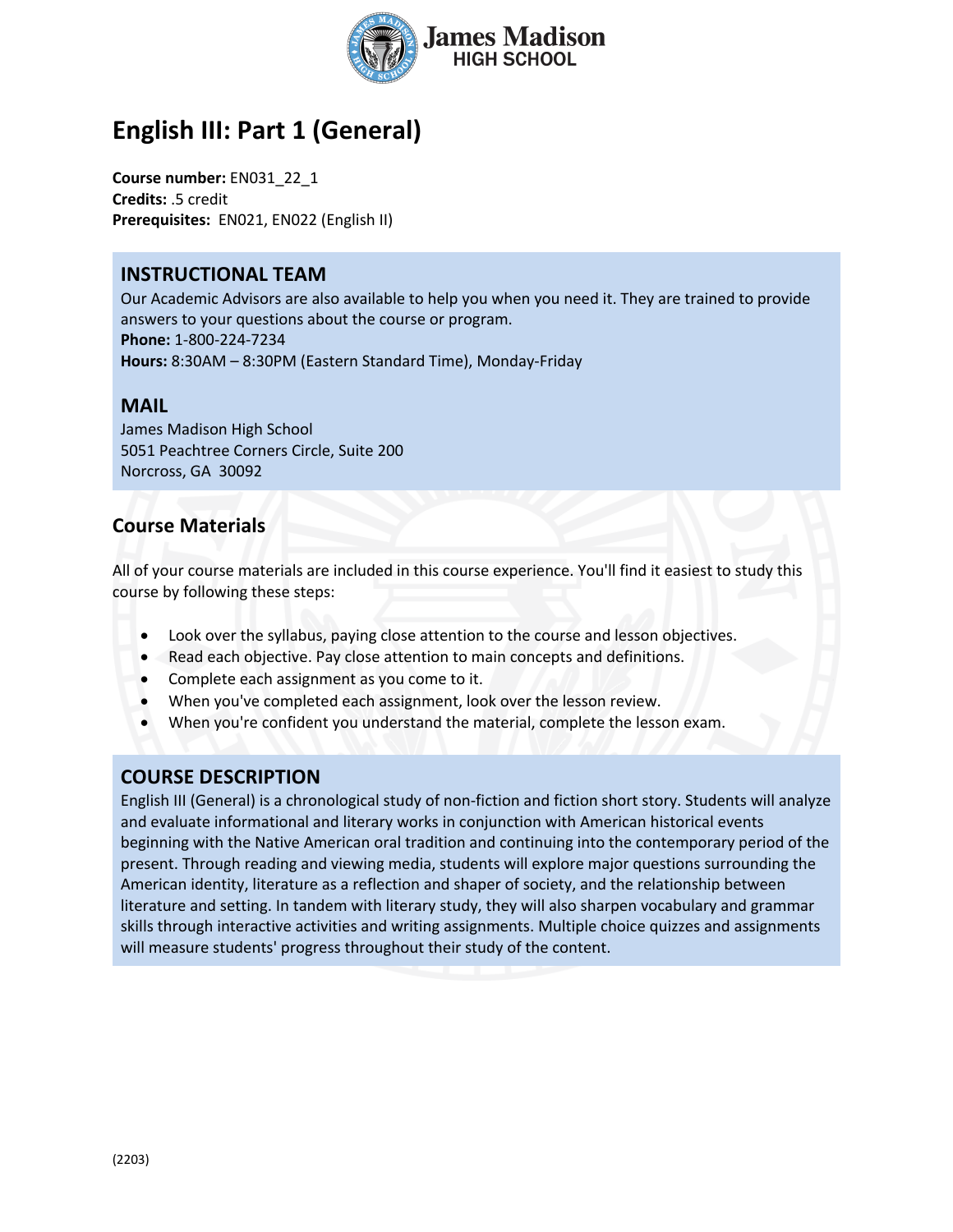# English III: Part 1 (General)

**Course number:** EN031_22_1
**Credits:** .5 credit
**Prerequisites:** EN021, EN022 (English II)

## INSTRUCTIONAL TEAM

Our Academic Advisors are also available to help you when you need it. They are trained to provide answers to your questions about the course or program.
**Phone:** 1-800-224-7234
**Hours:** 8:30AM – 8:30PM (Eastern Standard Time), Monday-Friday

## MAIL

James Madison High School
5051 Peachtree Corners Circle, Suite 200
Norcross, GA 30092

## Course Materials

All of your course materials are included in this course experience. You'll find it easiest to study this course by following these steps:

- Look over the syllabus, paying close attention to the course and lesson objectives.
- Read each objective. Pay close attention to main concepts and definitions.
- Complete each assignment as you come to it.
- When you've completed each assignment, look over the lesson review.
- When you're confident you understand the material, complete the lesson exam.

## COURSE DESCRIPTION

English III (General) is a chronological study of non-fiction and fiction short story. Students will analyze and evaluate informational and literary works in conjunction with American historical events beginning with the Native American oral tradition and continuing into the contemporary period of the present. Through reading and viewing media, students will explore major questions surrounding the American identity, literature as a reflection and shaper of society, and the relationship between literature and setting. In tandem with literary study, they will also sharpen vocabulary and grammar skills through interactive activities and writing assignments. Multiple choice quizzes and assignments will measure students' progress throughout their study of the content.

(2203)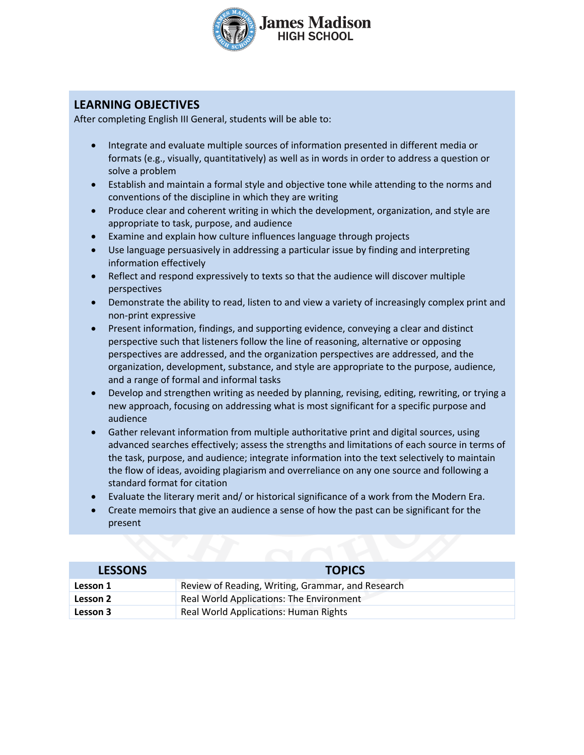## LEARNING OBJECTIVES

After completing English III General, students will be able to:

- Integrate and evaluate multiple sources of information presented in different media or formats (e.g., visually, quantitatively) as well as in words in order to address a question or solve a problem
- Establish and maintain a formal style and objective tone while attending to the norms and conventions of the discipline in which they are writing
- Produce clear and coherent writing in which the development, organization, and style are appropriate to task, purpose, and audience
- Examine and explain how culture influences language through projects
- Use language persuasively in addressing a particular issue by finding and interpreting information effectively
- Reflect and respond expressively to texts so that the audience will discover multiple perspectives
- Demonstrate the ability to read, listen to and view a variety of increasingly complex print and non-print expressive
- Present information, findings, and supporting evidence, conveying a clear and distinct perspective such that listeners follow the line of reasoning, alternative or opposing perspectives are addressed, and the organization perspectives are addressed, and the organization, development, substance, and style are appropriate to the purpose, audience, and a range of formal and informal tasks
- Develop and strengthen writing as needed by planning, revising, editing, rewriting, or trying a new approach, focusing on addressing what is most significant for a specific purpose and audience
- Gather relevant information from multiple authoritative print and digital sources, using advanced searches effectively; assess the strengths and limitations of each source in terms of the task, purpose, and audience; integrate information into the text selectively to maintain the flow of ideas, avoiding plagiarism and overreliance on any one source and following a standard format for citation
- Evaluate the literary merit and/ or historical significance of a work from the Modern Era.
- Create memoirs that give an audience a sense of how the past can be significant for the present

| LESSONS | TOPICS |
|---|---|
| **Lesson 1** | Review of Reading, Writing, Grammar, and Research |
| **Lesson 2** | Real World Applications: The Environment |
| **Lesson 3** | Real World Applications: Human Rights |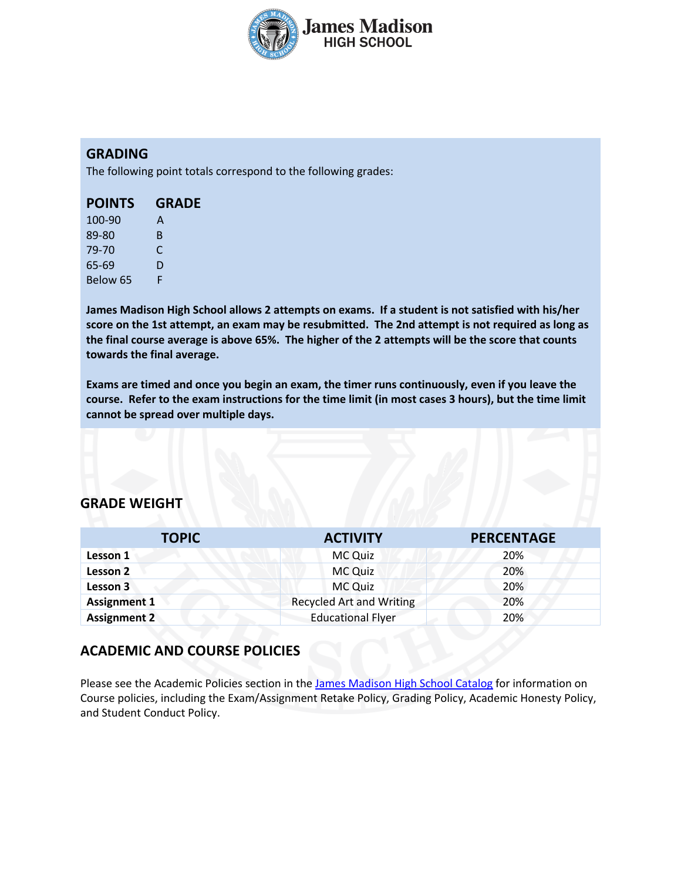## GRADING

The following point totals correspond to the following grades:

| POINTS | GRADE |
|---|---|
| 100-90 | A |
| 89-80 | B |
| 79-70 | C |
| 65-69 | D |
| Below 65 | F |

**James Madison High School allows 2 attempts on exams. If a student is not satisfied with his/her score on the 1st attempt, an exam may be resubmitted. The 2nd attempt is not required as long as the final course average is above 65%. The higher of the 2 attempts will be the score that counts towards the final average.**

**Exams are timed and once you begin an exam, the timer runs continuously, even if you leave the course. Refer to the exam instructions for the time limit (in most cases 3 hours), but the time limit cannot be spread over multiple days.**

## GRADE WEIGHT

| TOPIC | ACTIVITY | PERCENTAGE |
|---|---|---|
| **Lesson 1** | MC Quiz | 20% |
| **Lesson 2** | MC Quiz | 20% |
| **Lesson 3** | MC Quiz | 20% |
| **Assignment 1** | Recycled Art and Writing | 20% |
| **Assignment 2** | Educational Flyer | 20% |

## ACADEMIC AND COURSE POLICIES

Please see the Academic Policies section in the James Madison High School Catalog for information on Course policies, including the Exam/Assignment Retake Policy, Grading Policy, Academic Honesty Policy, and Student Conduct Policy.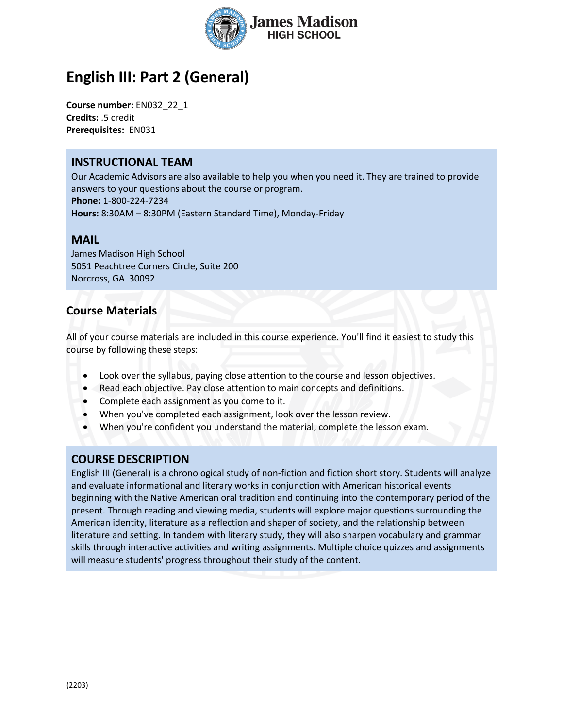# English III: Part 2 (General)

**Course number:** EN032_22_1
**Credits:** .5 credit
**Prerequisites:** EN031

## INSTRUCTIONAL TEAM

Our Academic Advisors are also available to help you when you need it. They are trained to provide answers to your questions about the course or program.
**Phone:** 1-800-224-7234
**Hours:** 8:30AM – 8:30PM (Eastern Standard Time), Monday-Friday

## MAIL

James Madison High School
5051 Peachtree Corners Circle, Suite 200
Norcross, GA 30092

## Course Materials

All of your course materials are included in this course experience. You'll find it easiest to study this course by following these steps:

- Look over the syllabus, paying close attention to the course and lesson objectives.
- Read each objective. Pay close attention to main concepts and definitions.
- Complete each assignment as you come to it.
- When you've completed each assignment, look over the lesson review.
- When you're confident you understand the material, complete the lesson exam.

## COURSE DESCRIPTION

English III (General) is a chronological study of non-fiction and fiction short story. Students will analyze and evaluate informational and literary works in conjunction with American historical events beginning with the Native American oral tradition and continuing into the contemporary period of the present. Through reading and viewing media, students will explore major questions surrounding the American identity, literature as a reflection and shaper of society, and the relationship between literature and setting. In tandem with literary study, they will also sharpen vocabulary and grammar skills through interactive activities and writing assignments. Multiple choice quizzes and assignments will measure students' progress throughout their study of the content.

(2203)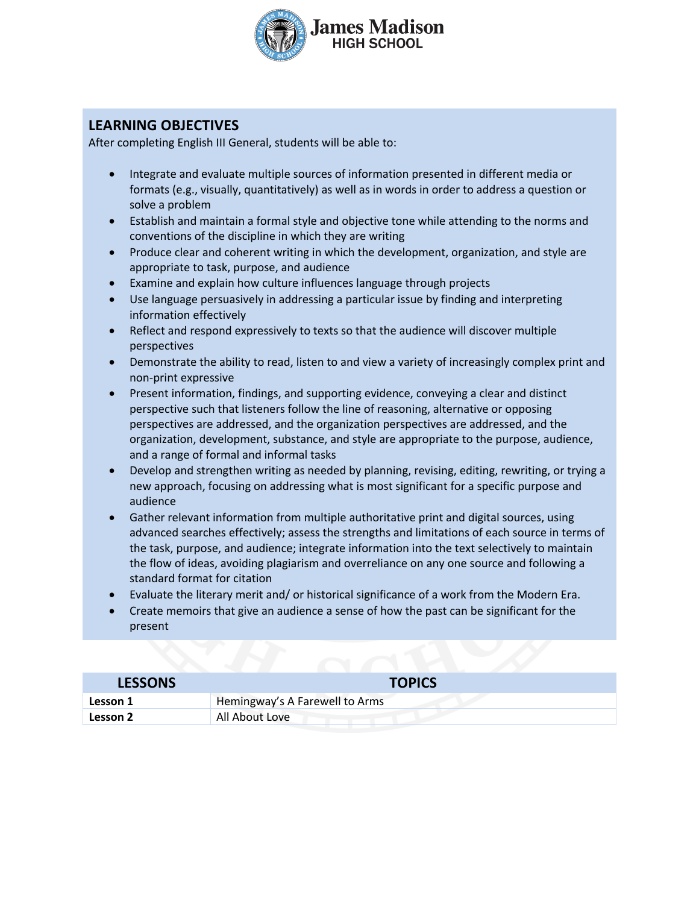## LEARNING OBJECTIVES

After completing English III General, students will be able to:

- Integrate and evaluate multiple sources of information presented in different media or formats (e.g., visually, quantitatively) as well as in words in order to address a question or solve a problem
- Establish and maintain a formal style and objective tone while attending to the norms and conventions of the discipline in which they are writing
- Produce clear and coherent writing in which the development, organization, and style are appropriate to task, purpose, and audience
- Examine and explain how culture influences language through projects
- Use language persuasively in addressing a particular issue by finding and interpreting information effectively
- Reflect and respond expressively to texts so that the audience will discover multiple perspectives
- Demonstrate the ability to read, listen to and view a variety of increasingly complex print and non-print expressive
- Present information, findings, and supporting evidence, conveying a clear and distinct perspective such that listeners follow the line of reasoning, alternative or opposing perspectives are addressed, and the organization perspectives are addressed, and the organization, development, substance, and style are appropriate to the purpose, audience, and a range of formal and informal tasks
- Develop and strengthen writing as needed by planning, revising, editing, rewriting, or trying a new approach, focusing on addressing what is most significant for a specific purpose and audience
- Gather relevant information from multiple authoritative print and digital sources, using advanced searches effectively; assess the strengths and limitations of each source in terms of the task, purpose, and audience; integrate information into the text selectively to maintain the flow of ideas, avoiding plagiarism and overreliance on any one source and following a standard format for citation
- Evaluate the literary merit and/ or historical significance of a work from the Modern Era.
- Create memoirs that give an audience a sense of how the past can be significant for the present

| LESSONS | TOPICS |
|---|---|
| **Lesson 1** | Hemingway's A Farewell to Arms |
| **Lesson 2** | All About Love |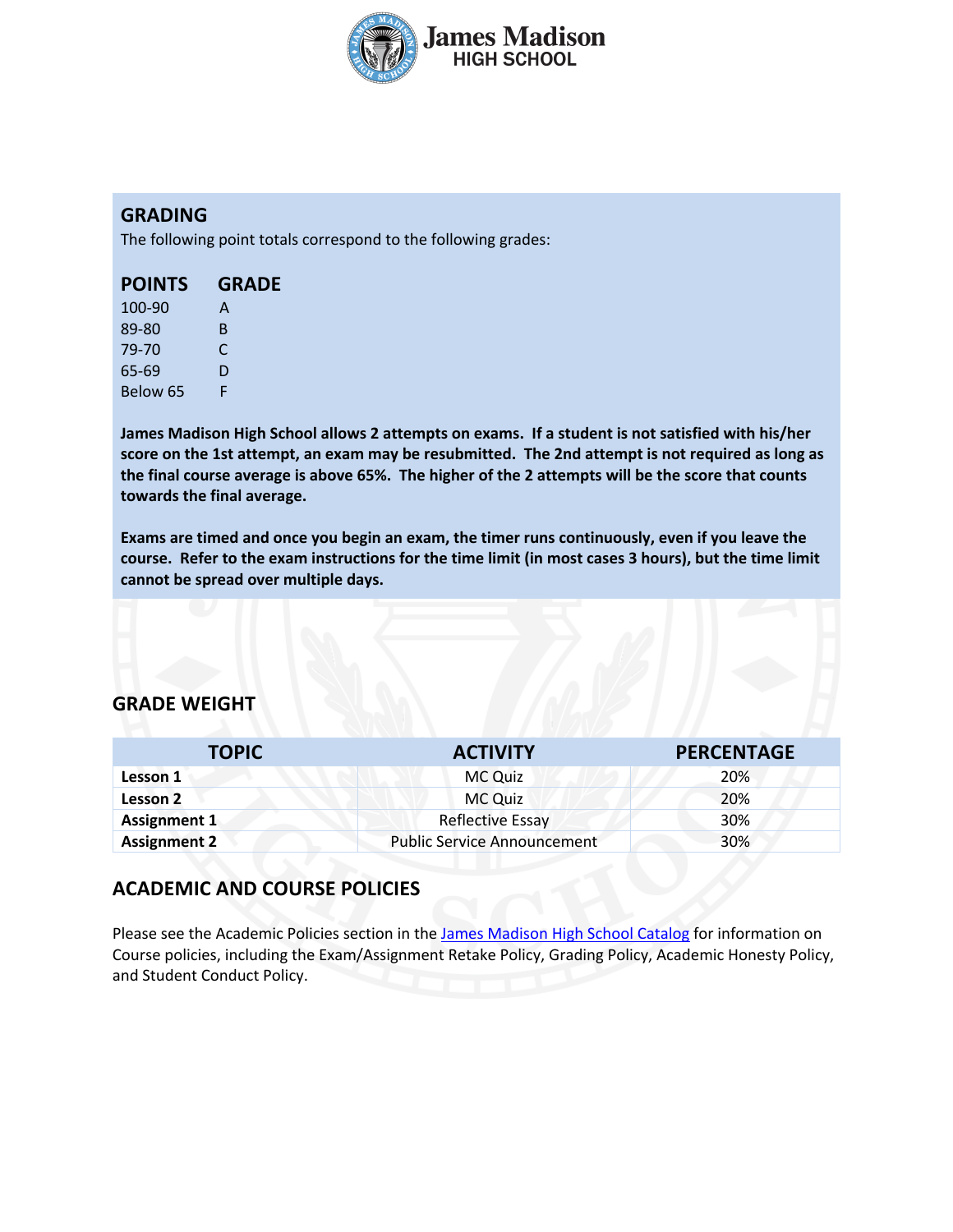## GRADING

The following point totals correspond to the following grades:

| POINTS | GRADE |
|---|---|
| 100-90 | A |
| 89-80 | B |
| 79-70 | C |
| 65-69 | D |
| Below 65 | F |

**James Madison High School allows 2 attempts on exams. If a student is not satisfied with his/her score on the 1st attempt, an exam may be resubmitted. The 2nd attempt is not required as long as the final course average is above 65%. The higher of the 2 attempts will be the score that counts towards the final average.**

**Exams are timed and once you begin an exam, the timer runs continuously, even if you leave the course. Refer to the exam instructions for the time limit (in most cases 3 hours), but the time limit cannot be spread over multiple days.**

## GRADE WEIGHT

| TOPIC | ACTIVITY | PERCENTAGE |
|---|---|---|
| **Lesson 1** | MC Quiz | 20% |
| **Lesson 2** | MC Quiz | 20% |
| **Assignment 1** | Reflective Essay | 30% |
| **Assignment 2** | Public Service Announcement | 30% |

## ACADEMIC AND COURSE POLICIES

Please see the Academic Policies section in the James Madison High School Catalog for information on Course policies, including the Exam/Assignment Retake Policy, Grading Policy, Academic Honesty Policy, and Student Conduct Policy.